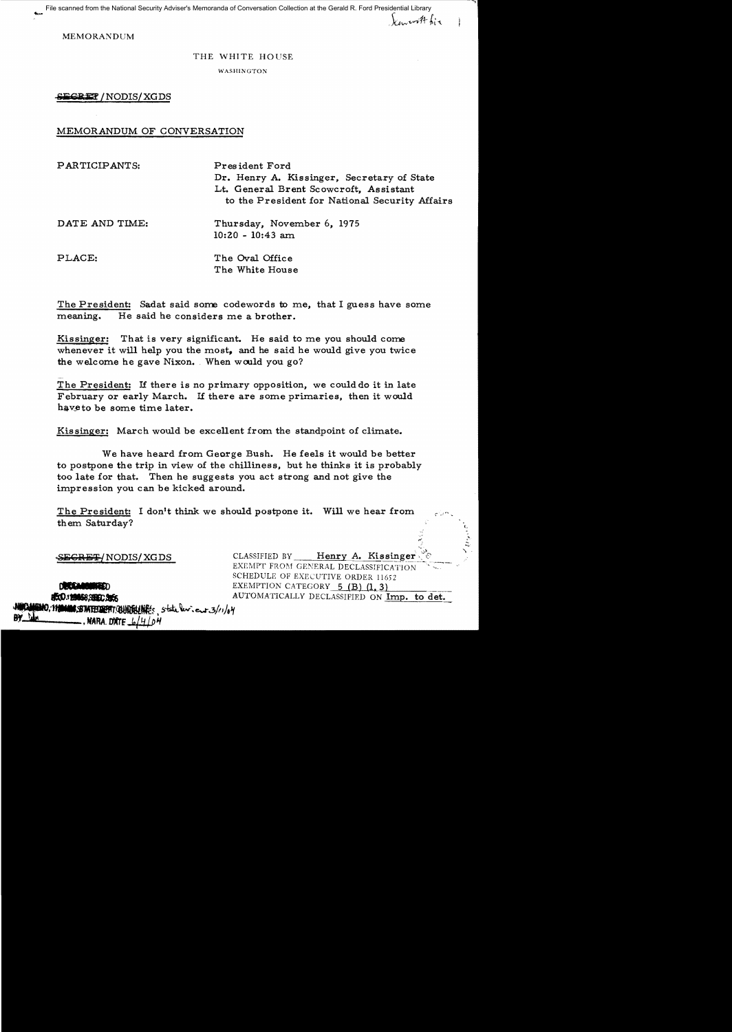File scanned from the National Security Adviser's Memoranda of Conversation Collection at the Gerald R. Ford Presidential Library

Scowcroft file

MEMORANDUM

THE WHITE HOUSE

WASHINGTON

~~SECRET~~ / NODIS/XGDS

MEMORANDUM OF CONVERSATION

PARTICIPANTS: President Ford
Dr. Henry A. Kissinger, Secretary of State
Lt. General Brent Scowcroft, Assistant to the President for National Security Affairs

DATE AND TIME: Thursday, November 6, 1975
10:20 - 10:43 am

PLACE: The Oval Office
The White House

The President: Sadat said some codewords to me, that I guess have some meaning. He said he considers me a brother.

Kissinger: That is very significant. He said to me you should come whenever it will help you the most, and he said he would give you twice the welcome he gave Nixon. When would you go?

The President: If there is no primary opposition, we could do it in late February or early March. If there are some primaries, then it would have to be some time later.

Kissinger: March would be excellent from the standpoint of climate.

We have heard from George Bush. He feels it would be better to postpone the trip in view of the chilliness, but he thinks it is probably too late for that. Then he suggests you act strong and not give the impression you can be kicked around.

The President: I don't think we should postpone it. Will we hear from them Saturday?

~~SECRET~~/NODIS/XGDS

CLASSIFIED BY Henry A. Kissinger
EXEMPT FROM GENERAL DECLASSIFICATION SCHEDULE OF EXECUTIVE ORDER 11652
EXEMPTION CATEGORY 5 (B) (1, 3)
AUTOMATICALLY DECLASSIFIED ON Imp. to det.

DECLASSIFIED
E.O. 12958, SEC. 3.5
NSC MEMO, 11/24/98, STATE DEPT. GUIDELINES, state lev. est 3/11/04
BY ___ , NARA, DATE 6/4/04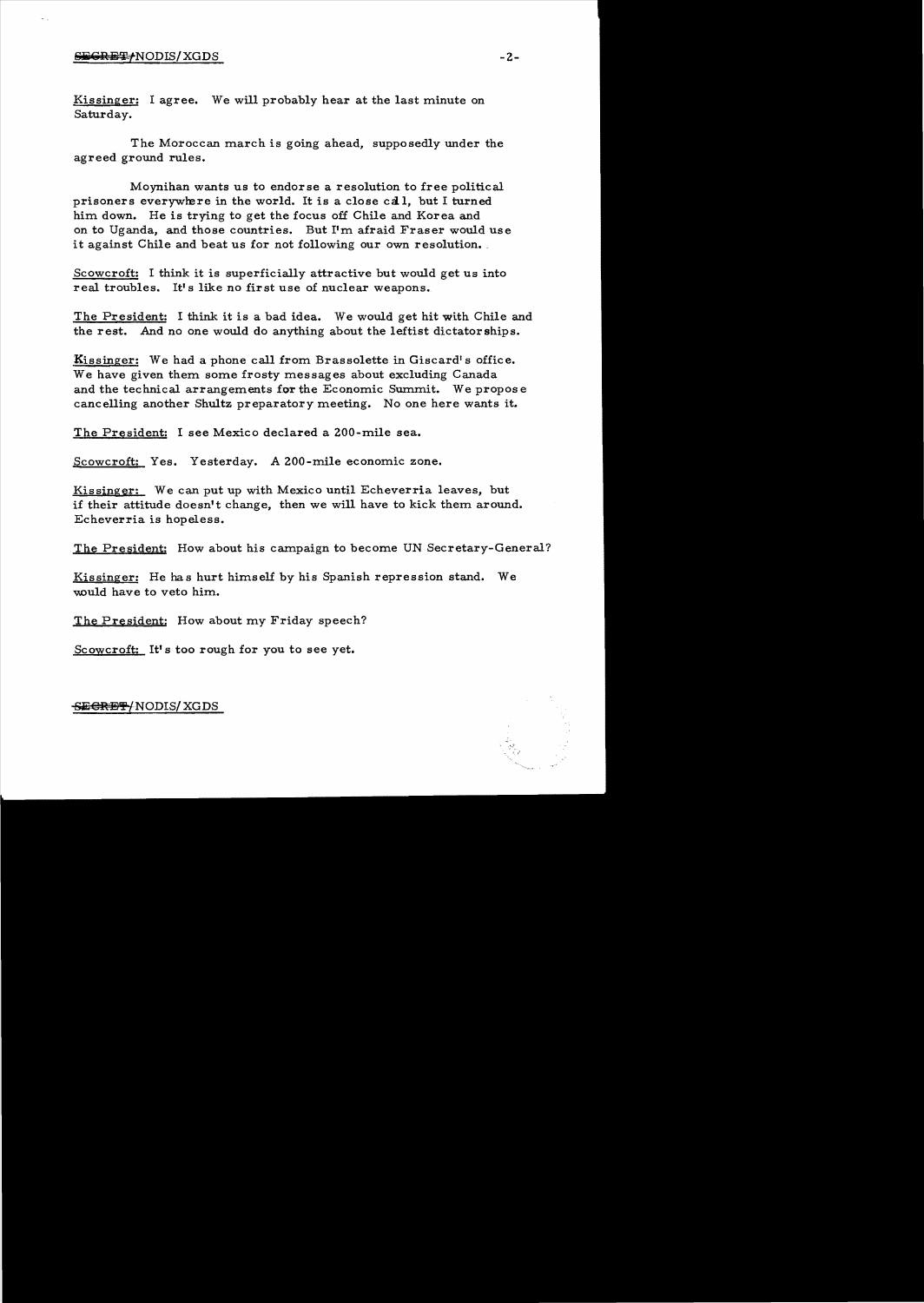Kissinger: I agree. We will probably hear at the last minute on Saturday.

The Moroccan march is going ahead, supposedly under the agreed ground rules.

Moynihan wants us to endorse a resolution to free political prisoners everywhere in the world. It is a close call, but I turned him down. He is trying to get the focus off Chile and Korea and on to Uganda, and those countries. But I'm afraid Fraser would use it against Chile and beat us for not following our own resolution.

Scowcroft: I think it is superficially attractive but would get us into real troubles. It's like no first use of nuclear weapons.

The President: I think it is a bad idea. We would get hit with Chile and the rest. And no one would do anything about the leftist dictatorships.

Kissinger: We had a phone call from Brassolette in Giscard's office. We have given them some frosty messages about excluding Canada and the technical arrangements for the Economic Summit. We propose cancelling another Shultz preparatory meeting. No one here wants it.

The President: I see Mexico declared a 200-mile sea.

Scowcroft: Yes. Yesterday. A 200-mile economic zone.

Kissinger: We can put up with Mexico until Echeverria leaves, but if their attitude doesn't change, then we will have to kick them around. Echeverria is hopeless.

The President: How about his campaign to become UN Secretary-General?

Kissinger: He has hurt himself by his Spanish repression stand. We would have to veto him.

The President: How about my Friday speech?

Scowcroft: It's too rough for you to see yet.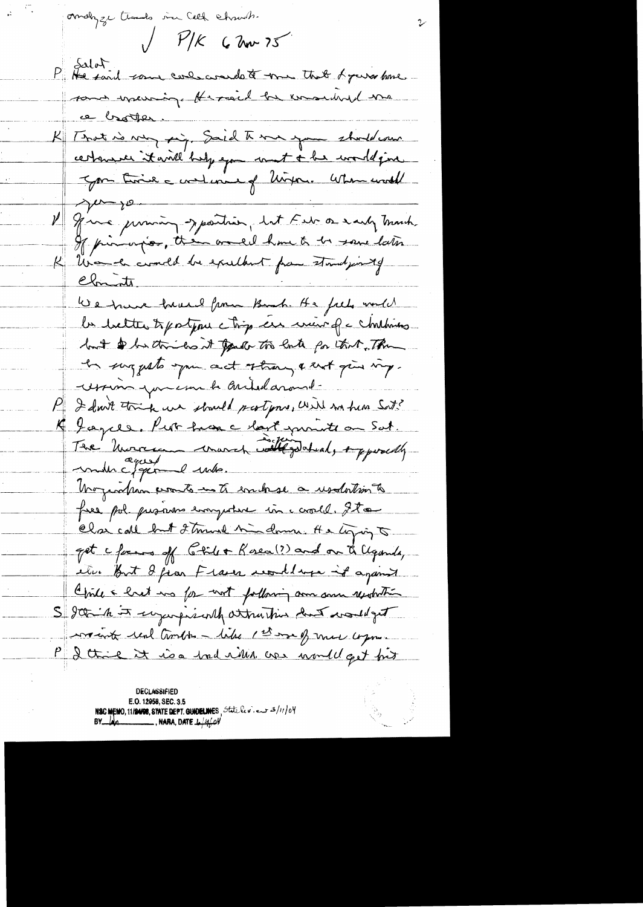analyze trends in Cell church.

✓ P/K 6 Nov 75

P Sadat
He said some complimentary things about me that I guess have some meaning. He said he considered me a brother.

K That is very good. Said to me you should come certainly it will help you most & he would give you twice a welcome of Nixon. When would you go.

P If no primary opposition, but Feb or early March. If primaries, then would have to be some later.

K March would be excellent from standpoint of Clements.

We have heard from Bush. He feels would be better to postpone a trip in view of a Chinese but & he thinks it [too] late for that. Thus he suggests you act strongly & not give impression you can be pushed around.

P I don't think we should postpone. Will see him Sat?

K I agree. Put him on a last minute on Sat.

The Moroccan march is stalled, apparently under Egypt & urgings.

Moynihan wants us to endorse a resolution to free pol. prisoners everywhere in world. It's a clear call but I turned him down. He trying to get a focus off Chile & Korea (?) and on to Uganda, etc. But I fear Fraser would use it against Chile & beat us for not following our own resolution.

S I think it superficially attractive but would get us into real trouble — like 1st use of nuc weapons.

P I think it is a bad idea. We would get hit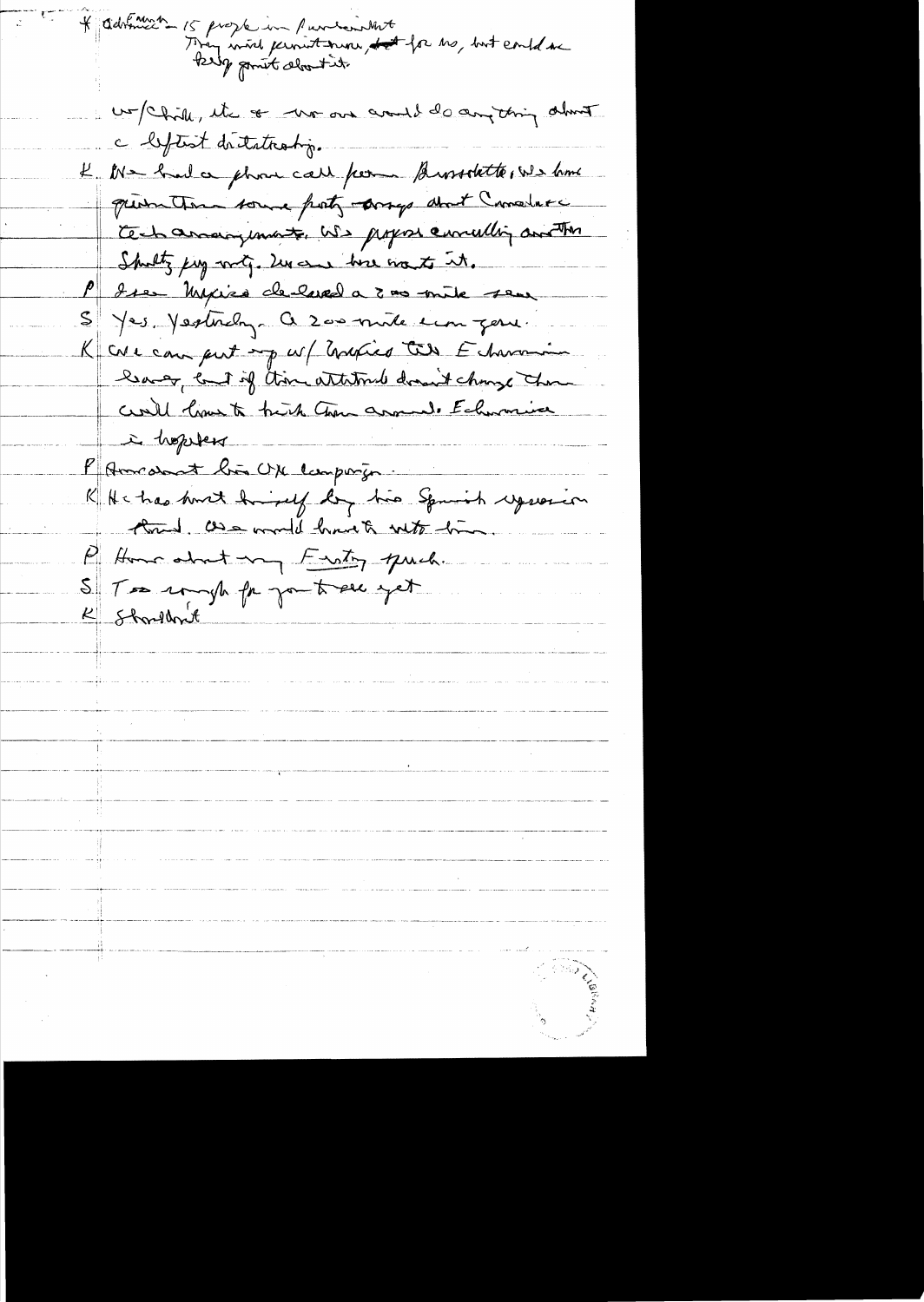* Admiral Falcon – 15 people in Parliament
They want permission, ~~not~~ for us, but could we keep quiet about it.

w/Chile, etc & no one would do anything about a leftist dictatorship.

K We had a phone call from Bouteflika. We have given them some pretty strong about Camarata tech arrangements. We propose cancelling another Shultz perf mtg. Iran have been roasts it.

P I see Mexico declared a 200 mile sea.

S Yes, yesterday. A 200 mile econ zone.

K We can put up w/ Mexico till Echeverria leaves, but if their attitude doesn't change then could have to turn them around. Echeverria is hopeless.

P Anyone about his UN campaign.

K He has hurt himself by his Spanish exposure thing. We would have to veto him.

P How about my Evening speech.

S Too rough for you to see yet.

K Shouldn't